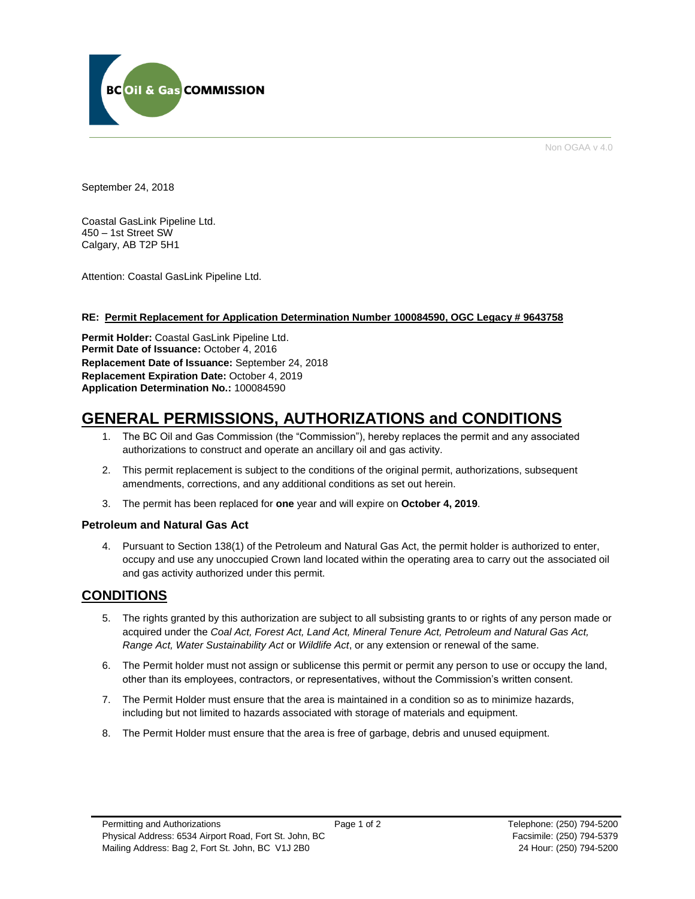BC Oil & Gas COMMISSION

Non OGAA v 4.0

September 24, 2018

Coastal GasLink Pipeline Ltd.
450 – 1st Street SW
Calgary, AB T2P 5H1

Attention: Coastal GasLink Pipeline Ltd.

**RE: Permit Replacement for Application Determination Number 100084590, OGC Legacy # 9643758**

**Permit Holder:** Coastal GasLink Pipeline Ltd.
**Permit Date of Issuance:** October 4, 2016
**Replacement Date of Issuance:** September 24, 2018
**Replacement Expiration Date:** October 4, 2019
**Application Determination No.:** 100084590

# GENERAL PERMISSIONS, AUTHORIZATIONS and CONDITIONS

1. The BC Oil and Gas Commission (the "Commission"), hereby replaces the permit and any associated authorizations to construct and operate an ancillary oil and gas activity.
2. This permit replacement is subject to the conditions of the original permit, authorizations, subsequent amendments, corrections, and any additional conditions as set out herein.
3. The permit has been replaced for **one** year and will expire on **October 4, 2019**.

### Petroleum and Natural Gas Act

4. Pursuant to Section 138(1) of the Petroleum and Natural Gas Act, the permit holder is authorized to enter, occupy and use any unoccupied Crown land located within the operating area to carry out the associated oil and gas activity authorized under this permit.

## CONDITIONS

5. The rights granted by this authorization are subject to all subsisting grants to or rights of any person made or acquired under the *Coal Act, Forest Act, Land Act, Mineral Tenure Act, Petroleum and Natural Gas Act, Range Act, Water Sustainability Act* or *Wildlife Act*, or any extension or renewal of the same.
6. The Permit holder must not assign or sublicense this permit or permit any person to use or occupy the land, other than its employees, contractors, or representatives, without the Commission's written consent.
7. The Permit Holder must ensure that the area is maintained in a condition so as to minimize hazards, including but not limited to hazards associated with storage of materials and equipment.
8. The Permit Holder must ensure that the area is free of garbage, debris and unused equipment.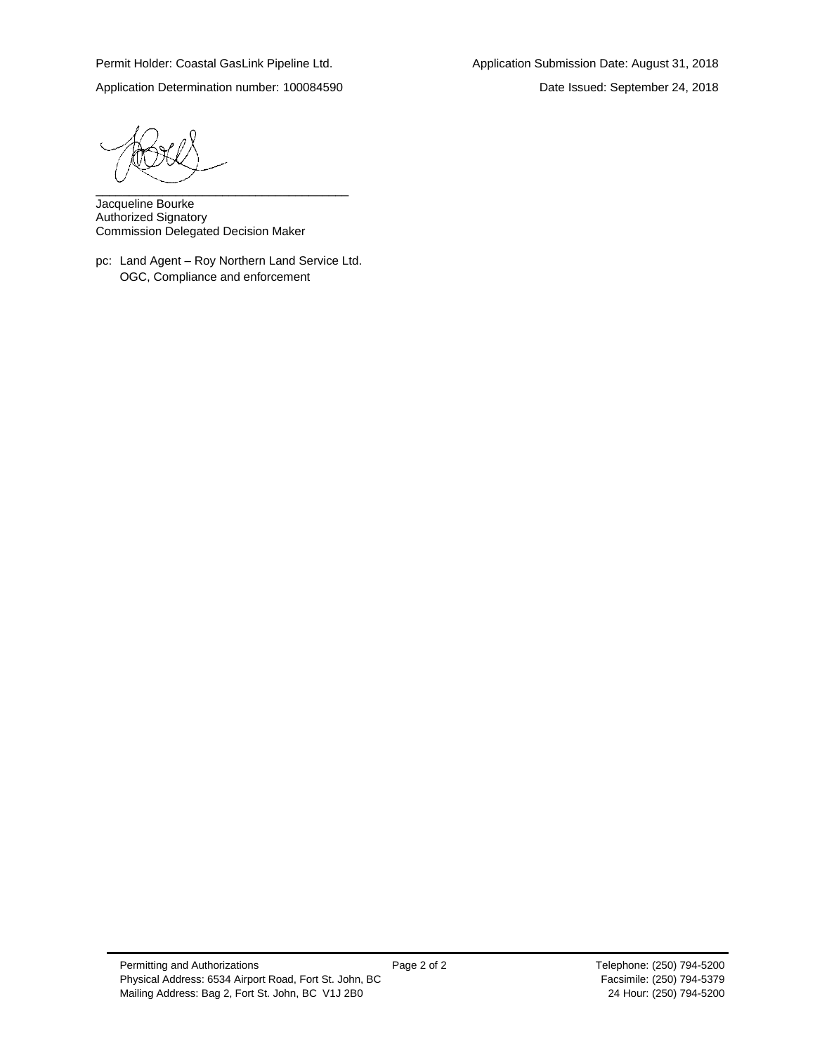Permit Holder: Coastal GasLink Pipeline Ltd.

Application Submission Date: August 31, 2018

Application Determination number: 100084590

Date Issued: September 24, 2018

______________________________________

Jacqueline Bourke
Authorized Signatory
Commission Delegated Decision Maker

pc: Land Agent – Roy Northern Land Service Ltd.
OGC, Compliance and enforcement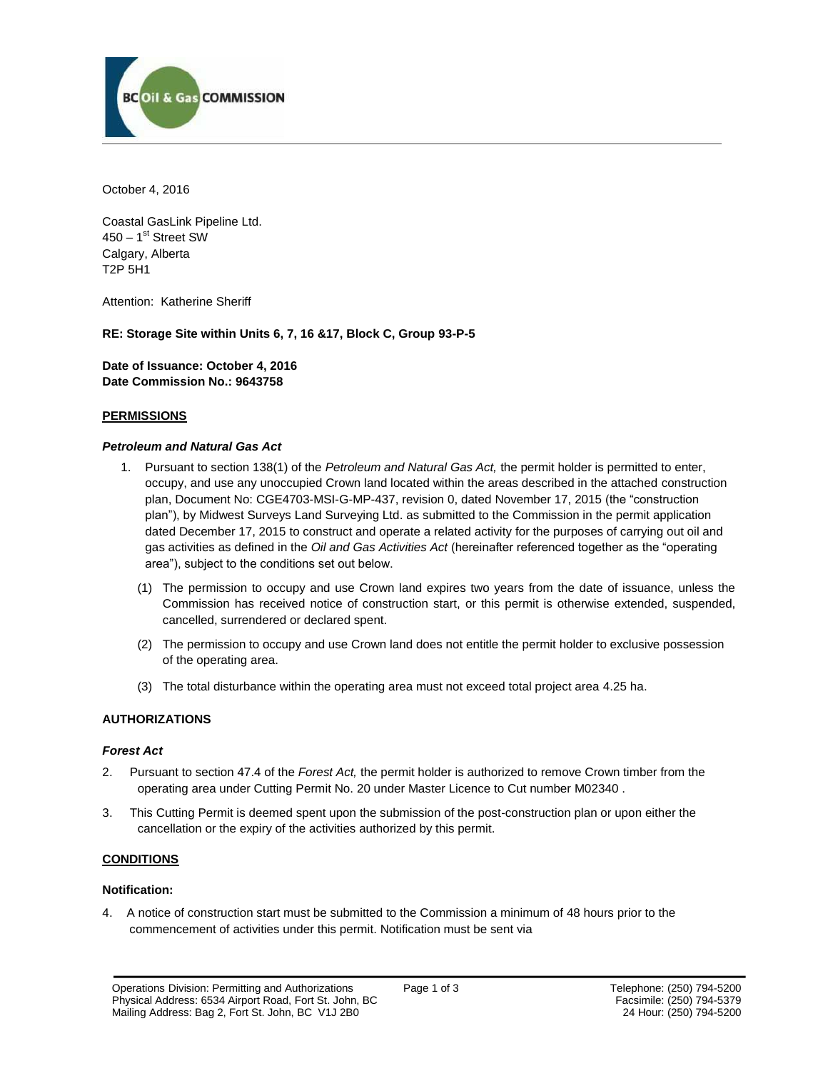October 4, 2016

Coastal GasLink Pipeline Ltd.
450 – 1st Street SW
Calgary, Alberta
T2P 5H1

Attention: Katherine Sheriff

**RE: Storage Site within Units 6, 7, 16 &17, Block C, Group 93-P-5**

**Date of Issuance: October 4, 2016**
**Date Commission No.: 9643758**

## PERMISSIONS

### *Petroleum and Natural Gas Act*

1. Pursuant to section 138(1) of the *Petroleum and Natural Gas Act,* the permit holder is permitted to enter, occupy, and use any unoccupied Crown land located within the areas described in the attached construction plan, Document No: CGE4703-MSI-G-MP-437, revision 0, dated November 17, 2015 (the "construction plan"), by Midwest Surveys Land Surveying Ltd. as submitted to the Commission in the permit application dated December 17, 2015 to construct and operate a related activity for the purposes of carrying out oil and gas activities as defined in the *Oil and Gas Activities Act* (hereinafter referenced together as the "operating area"), subject to the conditions set out below.

   (1) The permission to occupy and use Crown land expires two years from the date of issuance, unless the Commission has received notice of construction start, or this permit is otherwise extended, suspended, cancelled, surrendered or declared spent.

   (2) The permission to occupy and use Crown land does not entitle the permit holder to exclusive possession of the operating area.

   (3) The total disturbance within the operating area must not exceed total project area 4.25 ha.

## AUTHORIZATIONS

### *Forest Act*

2. Pursuant to section 47.4 of the *Forest Act,* the permit holder is authorized to remove Crown timber from the operating area under Cutting Permit No. 20 under Master Licence to Cut number M02340 .

3. This Cutting Permit is deemed spent upon the submission of the post-construction plan or upon either the cancellation or the expiry of the activities authorized by this permit.

## CONDITIONS

### Notification:

4. A notice of construction start must be submitted to the Commission a minimum of 48 hours prior to the commencement of activities under this permit. Notification must be sent via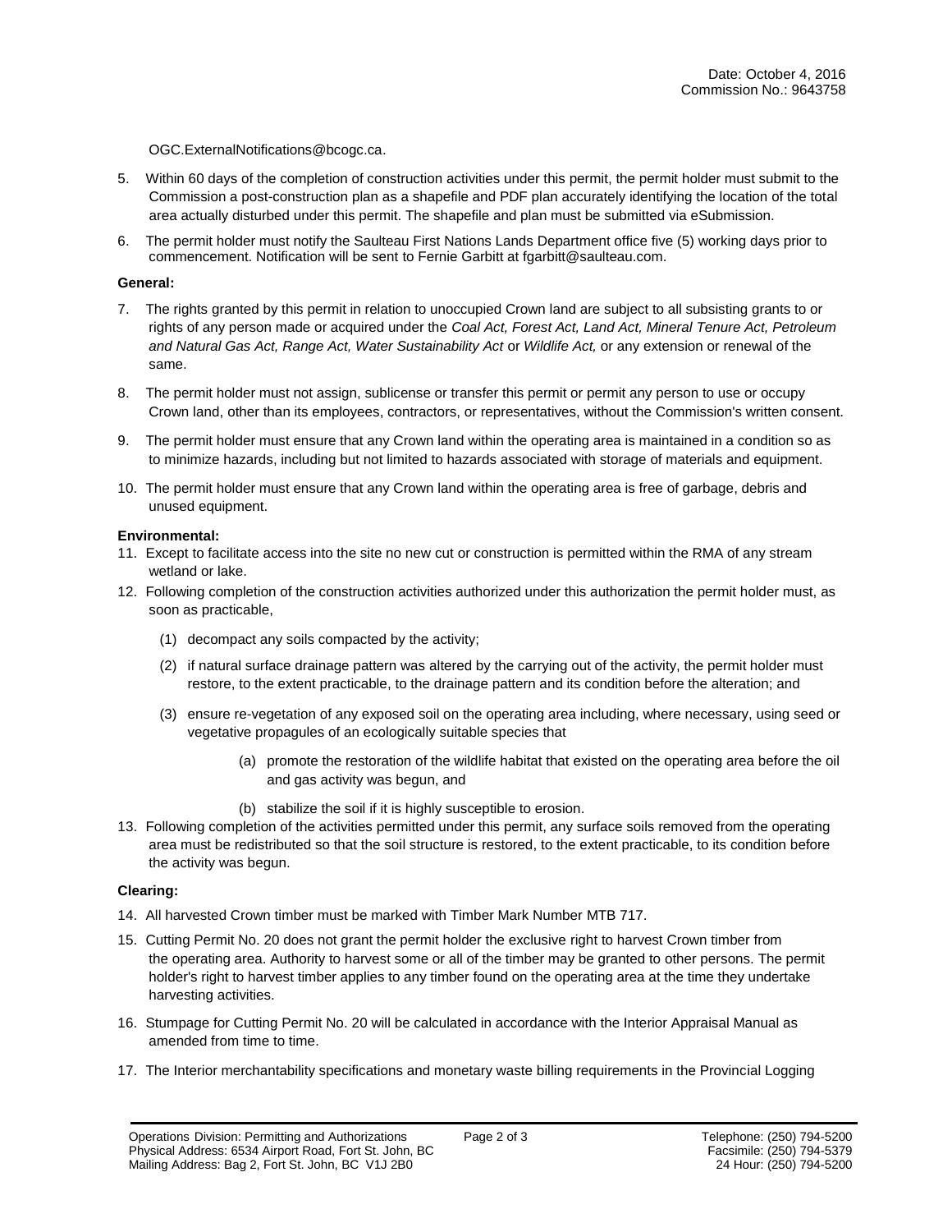OGC.ExternalNotifications@bcogc.ca.

5. Within 60 days of the completion of construction activities under this permit, the permit holder must submit to the Commission a post-construction plan as a shapefile and PDF plan accurately identifying the location of the total area actually disturbed under this permit. The shapefile and plan must be submitted via eSubmission.

6. The permit holder must notify the Saulteau First Nations Lands Department office five (5) working days prior to commencement. Notification will be sent to Fernie Garbitt at fgarbitt@saulteau.com.

**General:**

7. The rights granted by this permit in relation to unoccupied Crown land are subject to all subsisting grants to or rights of any person made or acquired under the *Coal Act, Forest Act, Land Act, Mineral Tenure Act, Petroleum and Natural Gas Act, Range Act, Water Sustainability Act* or *Wildlife Act,* or any extension or renewal of the same.

8. The permit holder must not assign, sublicense or transfer this permit or permit any person to use or occupy Crown land, other than its employees, contractors, or representatives, without the Commission's written consent.

9. The permit holder must ensure that any Crown land within the operating area is maintained in a condition so as to minimize hazards, including but not limited to hazards associated with storage of materials and equipment.

10. The permit holder must ensure that any Crown land within the operating area is free of garbage, debris and unused equipment.

**Environmental:**

11. Except to facilitate access into the site no new cut or construction is permitted within the RMA of any stream wetland or lake.

12. Following completion of the construction activities authorized under this authorization the permit holder must, as soon as practicable,

    (1) decompact any soils compacted by the activity;

    (2) if natural surface drainage pattern was altered by the carrying out of the activity, the permit holder must restore, to the extent practicable, to the drainage pattern and its condition before the alteration; and

    (3) ensure re-vegetation of any exposed soil on the operating area including, where necessary, using seed or vegetative propagules of an ecologically suitable species that

        (a) promote the restoration of the wildlife habitat that existed on the operating area before the oil and gas activity was begun, and

        (b) stabilize the soil if it is highly susceptible to erosion.

13. Following completion of the activities permitted under this permit, any surface soils removed from the operating area must be redistributed so that the soil structure is restored, to the extent practicable, to its condition before the activity was begun.

**Clearing:**

14. All harvested Crown timber must be marked with Timber Mark Number MTB 717.

15. Cutting Permit No. 20 does not grant the permit holder the exclusive right to harvest Crown timber from the operating area. Authority to harvest some or all of the timber may be granted to other persons. The permit holder's right to harvest timber applies to any timber found on the operating area at the time they undertake harvesting activities.

16. Stumpage for Cutting Permit No. 20 will be calculated in accordance with the Interior Appraisal Manual as amended from time to time.

17. The Interior merchantability specifications and monetary waste billing requirements in the Provincial Logging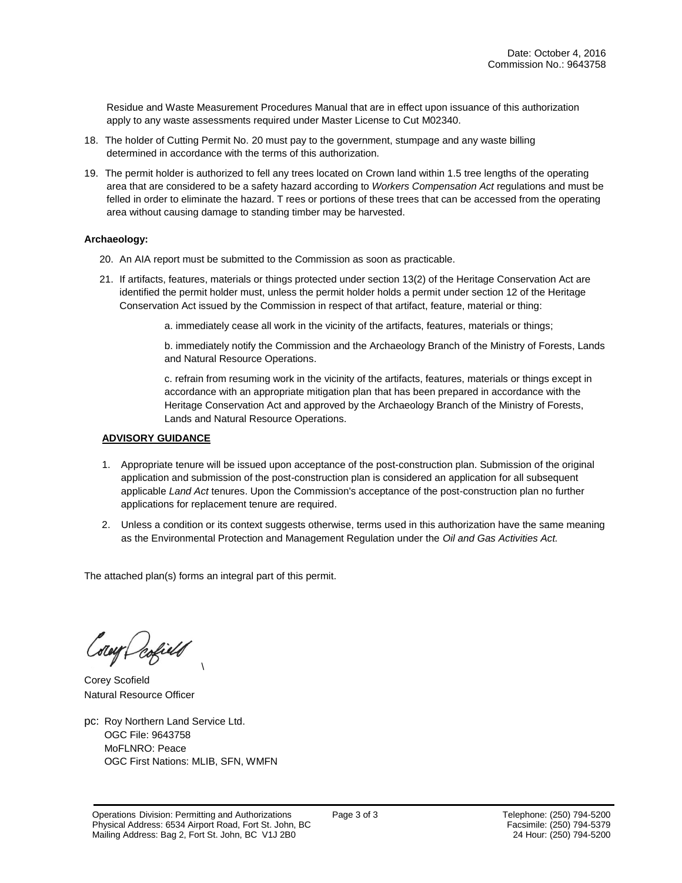Date: October 4, 2016
Commission No.: 9643758

Residue and Waste Measurement Procedures Manual that are in effect upon issuance of this authorization apply to any waste assessments required under Master License to Cut M02340.

18. The holder of Cutting Permit No. 20 must pay to the government, stumpage and any waste billing determined in accordance with the terms of this authorization.
19. The permit holder is authorized to fell any trees located on Crown land within 1.5 tree lengths of the operating area that are considered to be a safety hazard according to *Workers Compensation Act* regulations and must be felled in order to eliminate the hazard. T rees or portions of these trees that can be accessed from the operating area without causing damage to standing timber may be harvested.

**Archaeology:**

20. An AIA report must be submitted to the Commission as soon as practicable.
21. If artifacts, features, materials or things protected under section 13(2) of the Heritage Conservation Act are identified the permit holder must, unless the permit holder holds a permit under section 12 of the Heritage Conservation Act issued by the Commission in respect of that artifact, feature, material or thing:

    a. immediately cease all work in the vicinity of the artifacts, features, materials or things;

    b. immediately notify the Commission and the Archaeology Branch of the Ministry of Forests, Lands and Natural Resource Operations.

    c. refrain from resuming work in the vicinity of the artifacts, features, materials or things except in accordance with an appropriate mitigation plan that has been prepared in accordance with the Heritage Conservation Act and approved by the Archaeology Branch of the Ministry of Forests, Lands and Natural Resource Operations.

**ADVISORY GUIDANCE**

1. Appropriate tenure will be issued upon acceptance of the post-construction plan. Submission of the original application and submission of the post-construction plan is considered an application for all subsequent applicable *Land Act* tenures. Upon the Commission's acceptance of the post-construction plan no further applications for replacement tenure are required.
2. Unless a condition or its context suggests otherwise, terms used in this authorization have the same meaning as the Environmental Protection and Management Regulation under the *Oil and Gas Activities Act.*

The attached plan(s) forms an integral part of this permit.

Corey Scofield
Natural Resource Officer

pc: Roy Northern Land Service Ltd.
OGC File: 9643758
MoFLNRO: Peace
OGC First Nations: MLIB, SFN, WMFN

Operations Division: Permitting and Authorizations
Physical Address: 6534 Airport Road, Fort St. John, BC
Mailing Address: Bag 2, Fort St. John, BC V1J 2B0

Telephone: (250) 794-5200
Facsimile: (250) 794-5379
24 Hour: (250) 794-5200